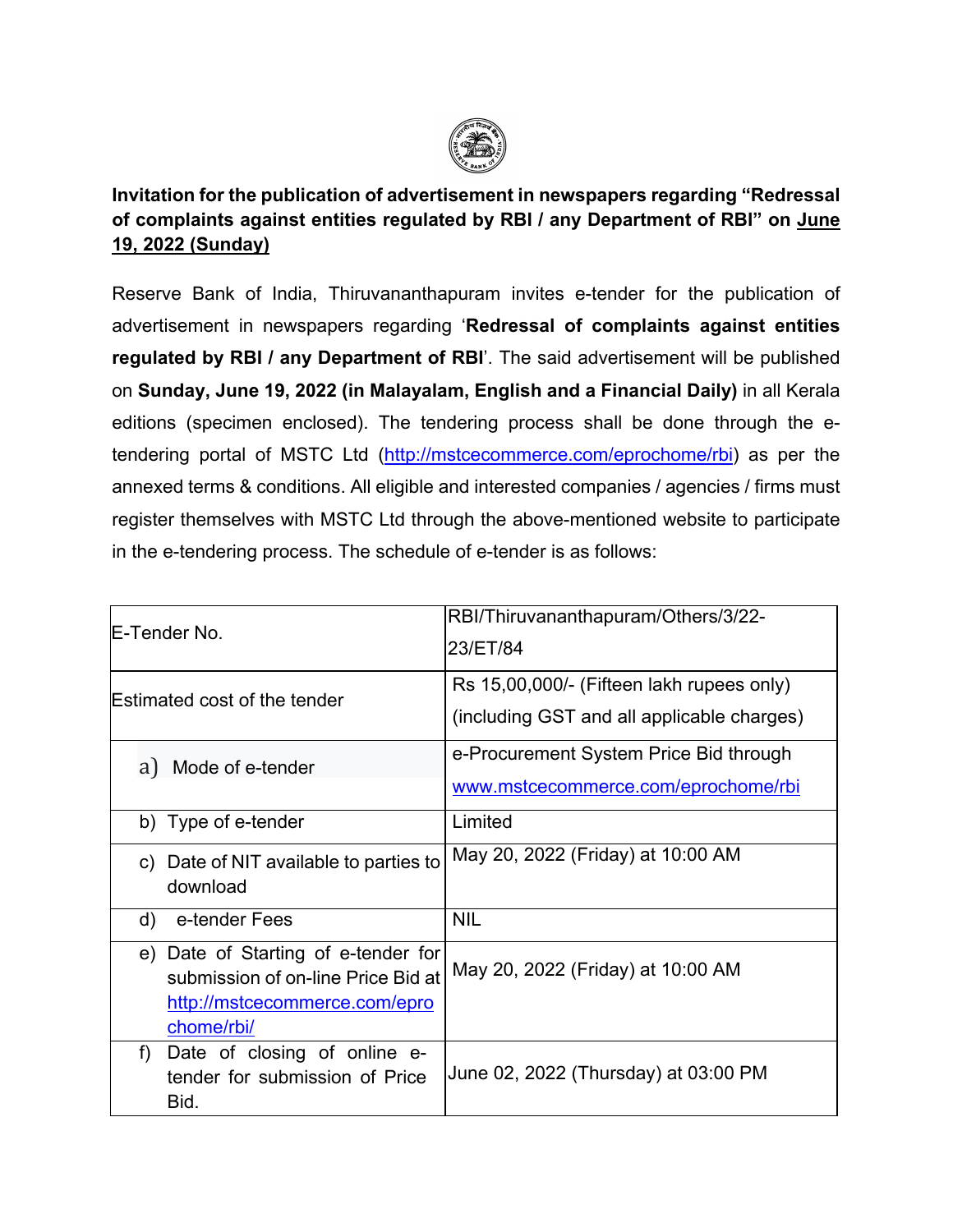**Invitation for the publication of advertisement in newspapers regarding "Redressal of complaints against entities regulated by RBI / any Department of RBI" on June 19, 2022 (Sunday)**

Reserve Bank of India, Thiruvananthapuram invites e-tender for the publication of advertisement in newspapers regarding '**Redressal of complaints against entities regulated by RBI / any Department of RBI**'. The said advertisement will be published on **Sunday, June 19, 2022 (in Malayalam, English and a Financial Daily)** in all Kerala editions (specimen enclosed). The tendering process shall be done through the e-tendering portal of MSTC Ltd (http://mstcecommerce.com/eprochome/rbi) as per the annexed terms & conditions. All eligible and interested companies / agencies / firms must register themselves with MSTC Ltd through the above-mentioned website to participate in the e-tendering process. The schedule of e-tender is as follows:

| | |
|---|---|
| E-Tender No. | RBI/Thiruvananthapuram/Others/3/22-23/ET/84 |
| Estimated cost of the tender | Rs 15,00,000/- (Fifteen lakh rupees only) (including GST and all applicable charges) |
| a) Mode of e-tender | e-Procurement System Price Bid through www.mstcecommerce.com/eprochome/rbi |
| b) Type of e-tender | Limited |
| c) Date of NIT available to parties to download | May 20, 2022 (Friday) at 10:00 AM |
| d) e-tender Fees | NIL |
| e) Date of Starting of e-tender for submission of on-line Price Bid at http://mstcecommerce.com/eprochome/rbi/ | May 20, 2022 (Friday) at 10:00 AM |
| f) Date of closing of online e-tender for submission of Price Bid. | June 02, 2022 (Thursday) at 03:00 PM |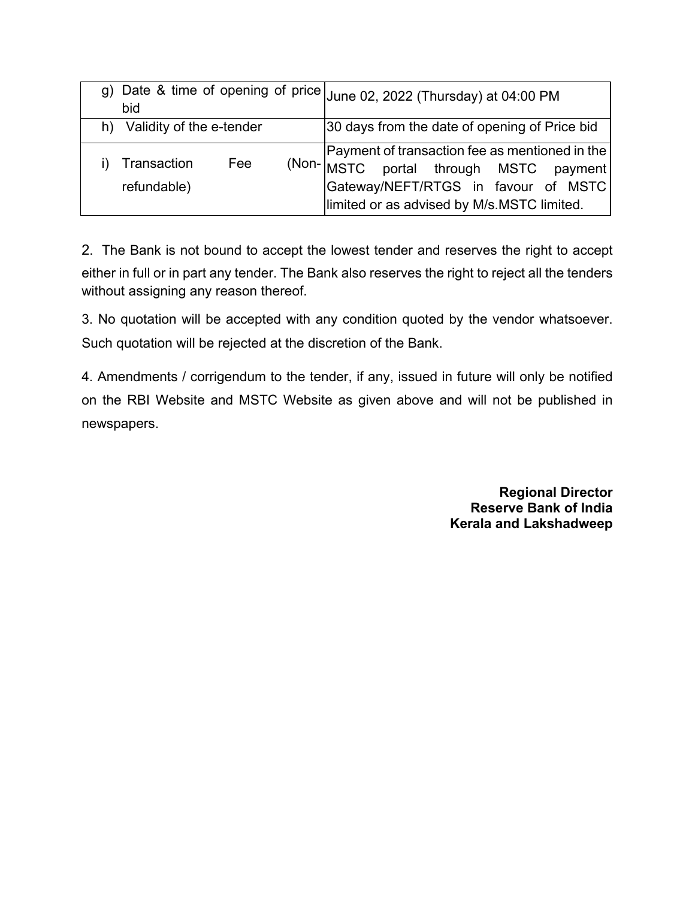| | |
|---|---|
| g) Date & time of opening of price bid | June 02, 2022 (Thursday) at 04:00 PM |
| h) Validity of the e-tender | 30 days from the date of opening of Price bid |
| i) Transaction Fee (Non-refundable) | Payment of transaction fee as mentioned in the MSTC portal through MSTC payment Gateway/NEFT/RTGS in favour of MSTC limited or as advised by M/s.MSTC limited. |

2. The Bank is not bound to accept the lowest tender and reserves the right to accept either in full or in part any tender. The Bank also reserves the right to reject all the tenders without assigning any reason thereof.

3. No quotation will be accepted with any condition quoted by the vendor whatsoever. Such quotation will be rejected at the discretion of the Bank.

4. Amendments / corrigendum to the tender, if any, issued in future will only be notified on the RBI Website and MSTC Website as given above and will not be published in newspapers.

**Regional Director**
**Reserve Bank of India**
**Kerala and Lakshadweep**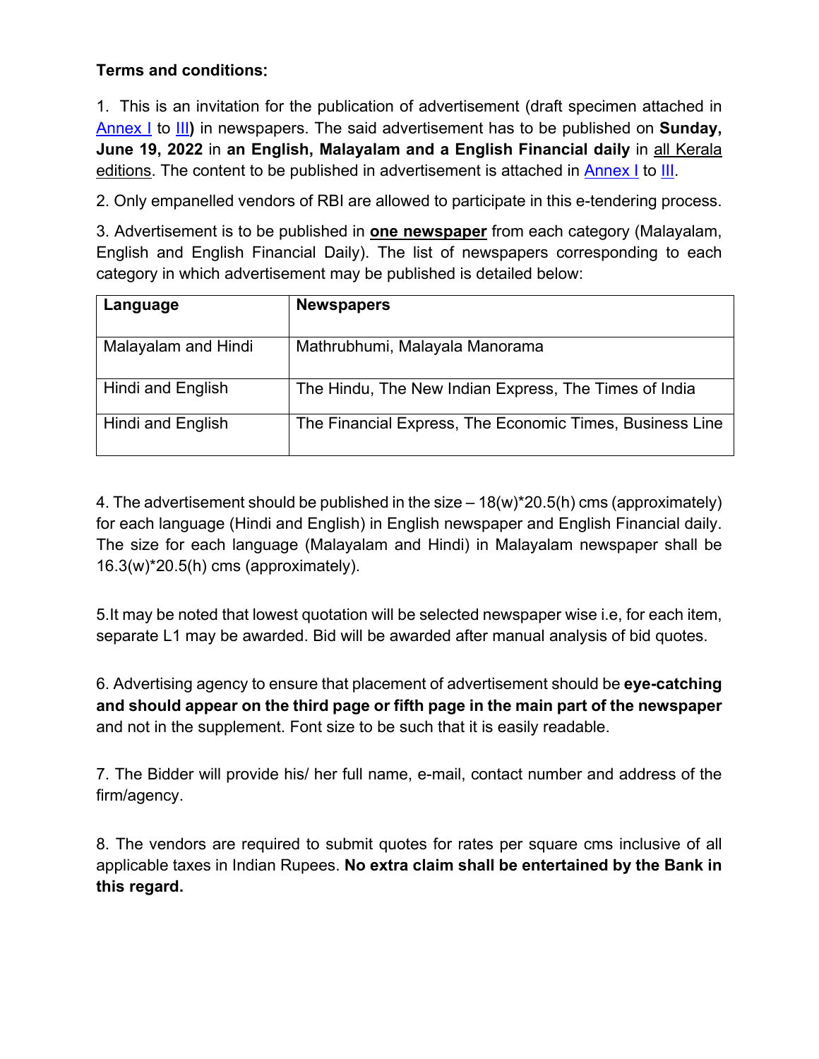**Terms and conditions:**

1. This is an invitation for the publication of advertisement (draft specimen attached in Annex I to III**)** in newspapers. The said advertisement has to be published on **Sunday, June 19, 2022** in **an English, Malayalam and a English Financial daily** in all Kerala editions. The content to be published in advertisement is attached in Annex I to III.

2. Only empanelled vendors of RBI are allowed to participate in this e-tendering process.

3. Advertisement is to be published in **one newspaper** from each category (Malayalam, English and English Financial Daily). The list of newspapers corresponding to each category in which advertisement may be published is detailed below:

| **Language** | **Newspapers** |
| --- | --- |
| Malayalam and Hindi | Mathrubhumi, Malayala Manorama |
| Hindi and English | The Hindu, The New Indian Express, The Times of India |
| Hindi and English | The Financial Express, The Economic Times, Business Line |

4. The advertisement should be published in the size – 18(w)*20.5(h) cms (approximately) for each language (Hindi and English) in English newspaper and English Financial daily. The size for each language (Malayalam and Hindi) in Malayalam newspaper shall be 16.3(w)*20.5(h) cms (approximately).

5.It may be noted that lowest quotation will be selected newspaper wise i.e, for each item, separate L1 may be awarded. Bid will be awarded after manual analysis of bid quotes.

6. Advertising agency to ensure that placement of advertisement should be **eye-catching and should appear on the third page or fifth page in the main part of the newspaper** and not in the supplement. Font size to be such that it is easily readable.

7. The Bidder will provide his/ her full name, e-mail, contact number and address of the firm/agency.

8. The vendors are required to submit quotes for rates per square cms inclusive of all applicable taxes in Indian Rupees. **No extra claim shall be entertained by the Bank in this regard.**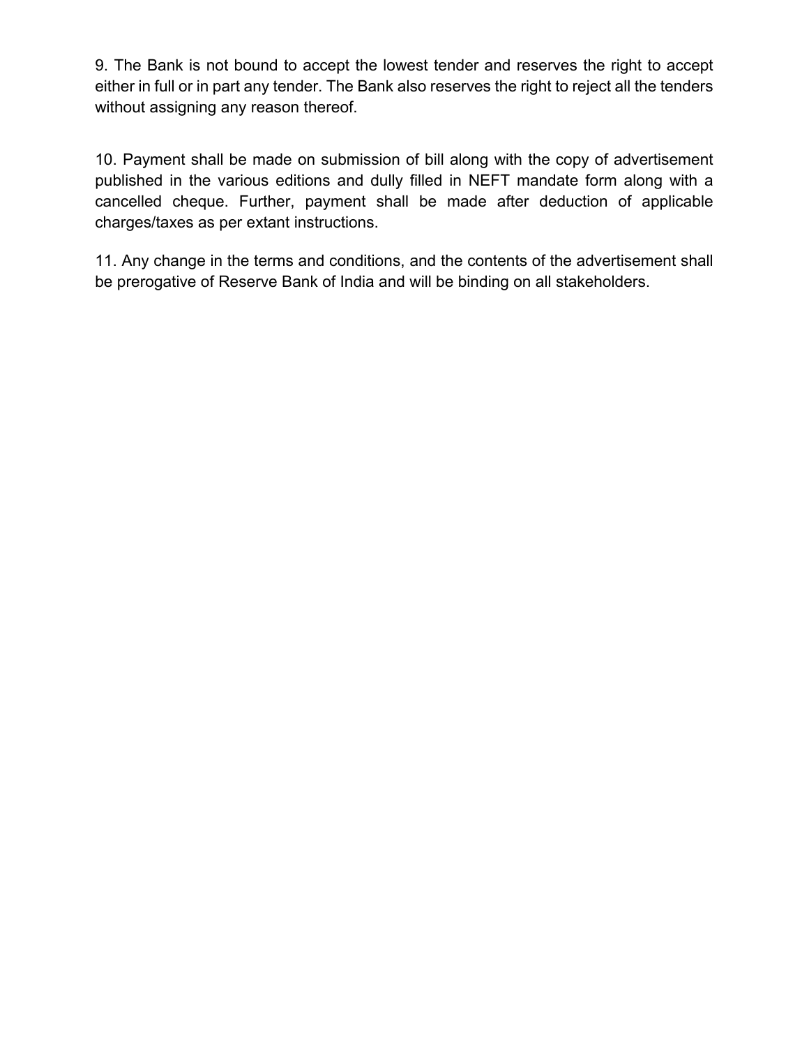9. The Bank is not bound to accept the lowest tender and reserves the right to accept either in full or in part any tender. The Bank also reserves the right to reject all the tenders without assigning any reason thereof.

10. Payment shall be made on submission of bill along with the copy of advertisement published in the various editions and dully filled in NEFT mandate form along with a cancelled cheque. Further, payment shall be made after deduction of applicable charges/taxes as per extant instructions.

11. Any change in the terms and conditions, and the contents of the advertisement shall be prerogative of Reserve Bank of India and will be binding on all stakeholders.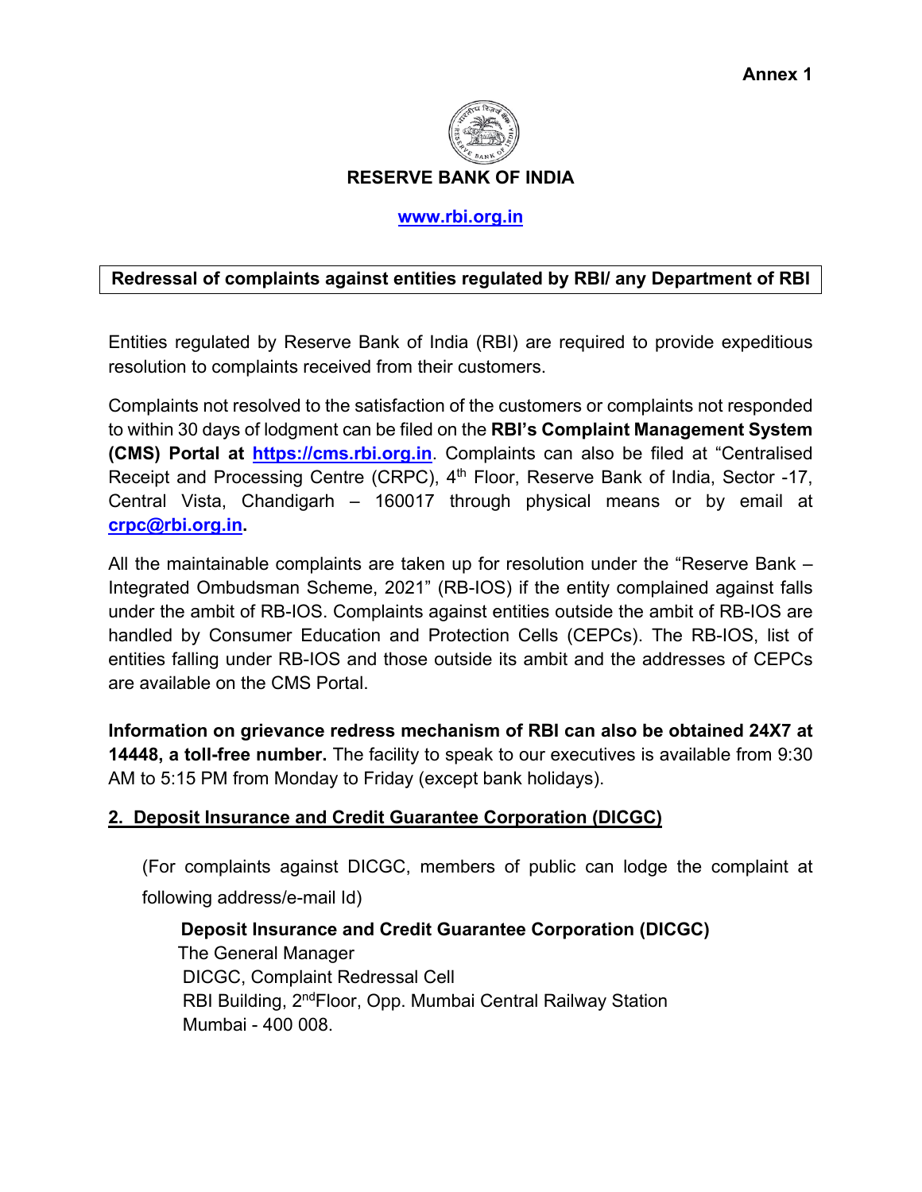**Annex 1**

**RESERVE BANK OF INDIA**

**www.rbi.org.in**

**Redressal of complaints against entities regulated by RBI/ any Department of RBI**

Entities regulated by Reserve Bank of India (RBI) are required to provide expeditious resolution to complaints received from their customers.

Complaints not resolved to the satisfaction of the customers or complaints not responded to within 30 days of lodgment can be filed on the **RBI's Complaint Management System (CMS) Portal at https://cms.rbi.org.in**. Complaints can also be filed at "Centralised Receipt and Processing Centre (CRPC), 4th Floor, Reserve Bank of India, Sector -17, Central Vista, Chandigarh – 160017 through physical means or by email at **crpc@rbi.org.in.**

All the maintainable complaints are taken up for resolution under the "Reserve Bank – Integrated Ombudsman Scheme, 2021" (RB-IOS) if the entity complained against falls under the ambit of RB-IOS. Complaints against entities outside the ambit of RB-IOS are handled by Consumer Education and Protection Cells (CEPCs). The RB-IOS, list of entities falling under RB-IOS and those outside its ambit and the addresses of CEPCs are available on the CMS Portal.

**Information on grievance redress mechanism of RBI can also be obtained 24X7 at 14448, a toll-free number.** The facility to speak to our executives is available from 9:30 AM to 5:15 PM from Monday to Friday (except bank holidays).

## 2. Deposit Insurance and Credit Guarantee Corporation (DICGC)

(For complaints against DICGC, members of public can lodge the complaint at following address/e-mail Id)

**Deposit Insurance and Credit Guarantee Corporation (DICGC)**
The General Manager
DICGC, Complaint Redressal Cell
RBI Building, 2nd Floor, Opp. Mumbai Central Railway Station
Mumbai - 400 008.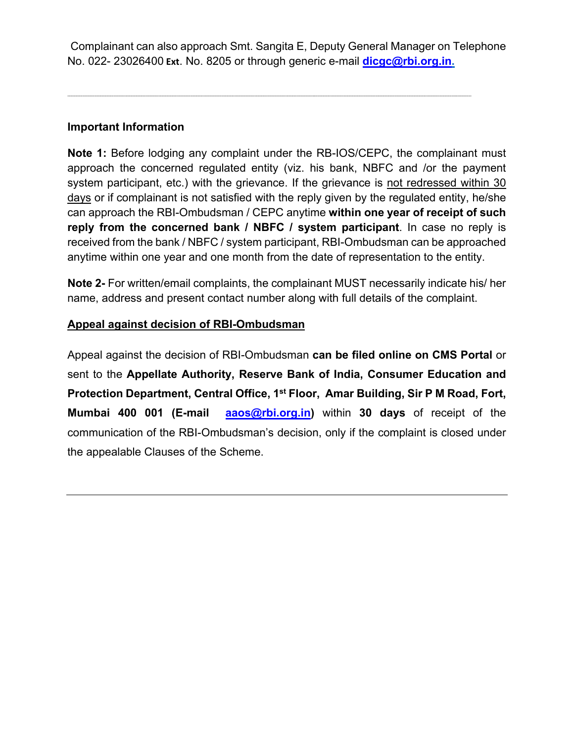Complainant can also approach Smt. Sangita E, Deputy General Manager on Telephone No. 022- 23026400 **Ext**. No. 8205 or through generic e-mail **dicgc@rbi.org.in.**

---

**Important Information**

**Note 1:** Before lodging any complaint under the RB-IOS/CEPC, the complainant must approach the concerned regulated entity (viz. his bank, NBFC and /or the payment system participant, etc.) with the grievance. If the grievance is not redressed within 30 days or if complainant is not satisfied with the reply given by the regulated entity, he/she can approach the RBI-Ombudsman / CEPC anytime **within one year of receipt of such reply from the concerned bank / NBFC / system participant**. In case no reply is received from the bank / NBFC / system participant, RBI-Ombudsman can be approached anytime within one year and one month from the date of representation to the entity.

**Note 2-** For written/email complaints, the complainant MUST necessarily indicate his/ her name, address and present contact number along with full details of the complaint.

**Appeal against decision of RBI-Ombudsman**

Appeal against the decision of RBI-Ombudsman **can be filed online on CMS Portal** or sent to the **Appellate Authority, Reserve Bank of India, Consumer Education and Protection Department, Central Office, 1st Floor, Amar Building, Sir P M Road, Fort, Mumbai 400 001 (E-mail aaos@rbi.org.in)** within **30 days** of receipt of the communication of the RBI-Ombudsman's decision, only if the complaint is closed under the appealable Clauses of the Scheme.

---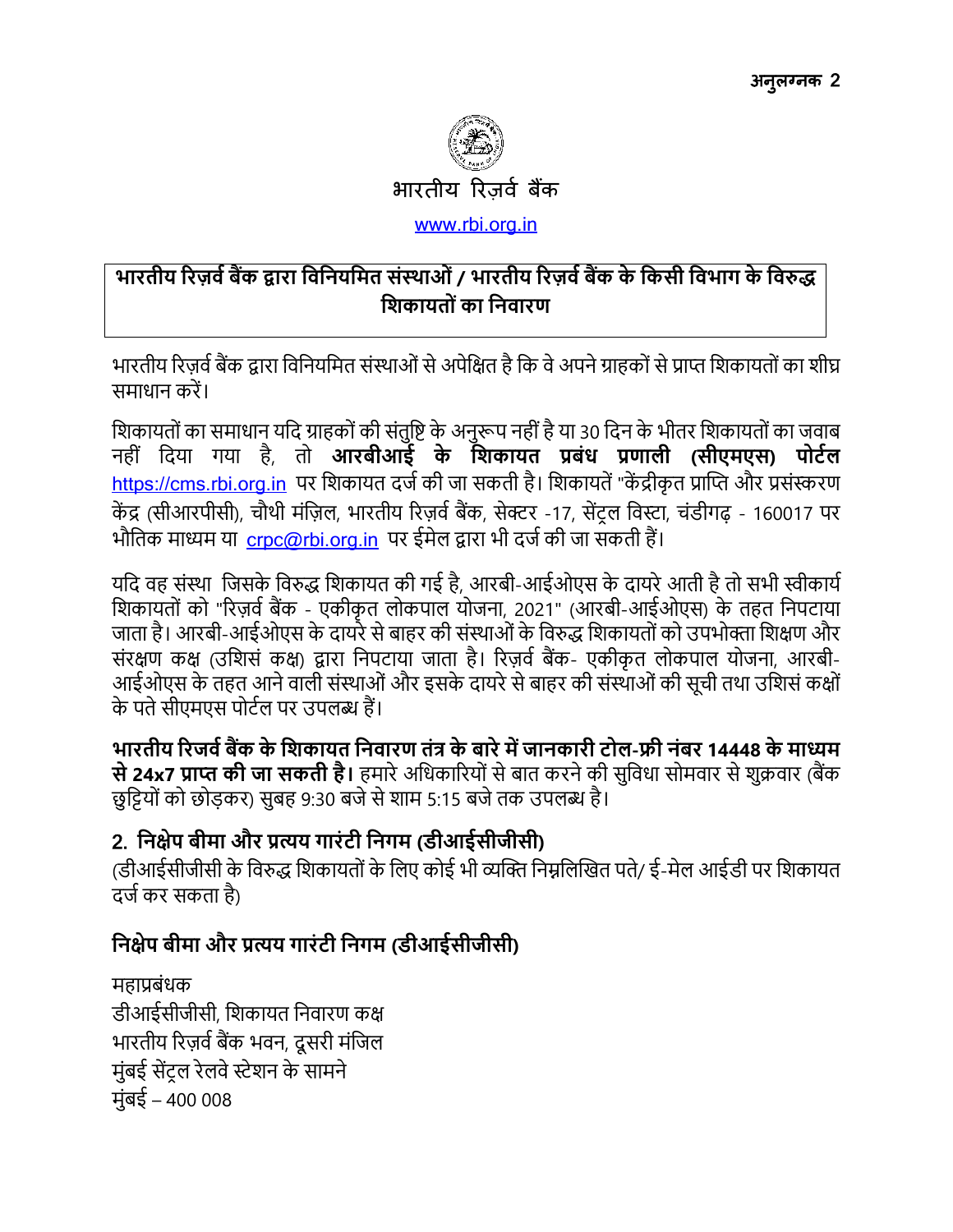**अनुलग्नक 2**

भारतीय रिज़र्व बैंक

www.rbi.org.in

## भारतीय रिज़र्व बैंक द्वारा विनियमित संस्थाओं / भारतीय रिज़र्व बैंक के किसी विभाग के विरुद्ध शिकायतों का निवारण

भारतीय रिज़र्व बैंक द्वारा विनियमित संस्थाओं से अपेक्षित है कि वे अपने ग्राहकों से प्राप्त शिकायतों का शीघ्र समाधान करें।

शिकायतों का समाधान यदि ग्राहकों की संतुष्टि के अनुरूप नहीं है या 30 दिन के भीतर शिकायतों का जवाब नहीं दिया गया है, तो **आरबीआई के शिकायत प्रबंध प्रणाली (सीएमएस) पोर्टल** https://cms.rbi.org.in पर शिकायत दर्ज की जा सकती है। शिकायतें "केंद्रीकृत प्राप्ति और प्रसंस्करण केंद्र (सीआरपीसी), चौथी मंज़िल, भारतीय रिज़र्व बैंक, सेक्टर -17, सेंट्रल विस्टा, चंडीगढ़ - 160017 पर भौतिक माध्यम या crpc@rbi.org.in पर ईमेल द्वारा भी दर्ज की जा सकती हैं।

यदि वह संस्था जिसके विरुद्ध शिकायत की गई है, आरबी-आईओएस के दायरे आती है तो सभी स्वीकार्य शिकायतों को "रिज़र्व बैंक - एकीकृत लोकपाल योजना, 2021" (आरबी-आईओएस) के तहत निपटाया जाता है। आरबी-आईओएस के दायरे से बाहर की संस्थाओं के विरुद्ध शिकायतों को उपभोक्ता शिक्षण और संरक्षण कक्ष (उशिसं कक्ष) द्वारा निपटाया जाता है। रिज़र्व बैंक- एकीकृत लोकपाल योजना, आरबी-आईओएस के तहत आने वाली संस्थाओं और इसके दायरे से बाहर की संस्थाओं की सूची तथा उशिसं कक्षों के पते सीएमएस पोर्टल पर उपलब्ध हैं।

**भारतीय रिजर्व बैंक के शिकायत निवारण तंत्र के बारे में जानकारी टोल-फ्री नंबर 14448 के माध्यम से 24x7 प्राप्त की जा सकती है।** हमारे अधिकारियों से बात करने की सुविधा सोमवार से शुक्रवार (बैंक छुट्टियों को छोड़कर) सुबह 9:30 बजे से शाम 5:15 बजे तक उपलब्ध है।

## 2. निक्षेप बीमा और प्रत्यय गारंटी निगम (डीआईसीजीसी)

(डीआईसीजीसी के विरुद्ध शिकायतों के लिए कोई भी व्यक्ति निम्नलिखित पते/ ई-मेल आईडी पर शिकायत दर्ज कर सकता है)

### निक्षेप बीमा और प्रत्यय गारंटी निगम (डीआईसीजीसी)

महाप्रबंधक
डीआईसीजीसी, शिकायत निवारण कक्ष
भारतीय रिज़र्व बैंक भवन, दूसरी मंजिल
मुंबई सेंट्रल रेलवे स्टेशन के सामने
मुंबई – 400 008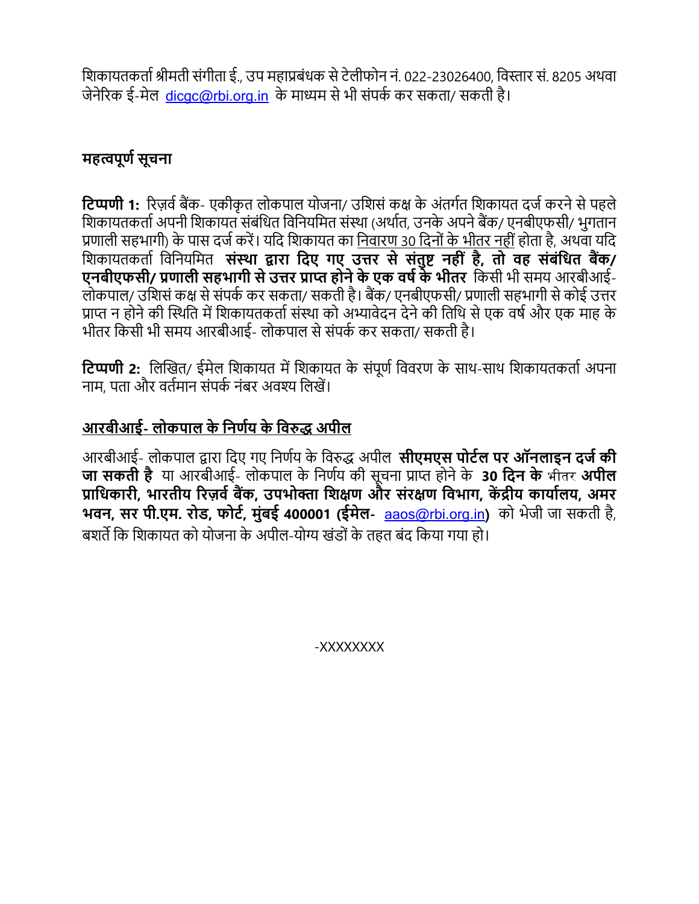शिकायतकर्ता श्रीमती संगीता ई., उप महाप्रबंधक से टेलीफोन नं. 022-23026400, विस्तार सं. 8205 अथवा जेनेरिक ई-मेल dicgc@rbi.org.in के माध्यम से भी संपर्क कर सकता/ सकती है।

**महत्वपूर्ण सूचना**

**टिप्पणी 1:** रिज़र्व बैंक- एकीकृत लोकपाल योजना/ उशिसं कक्ष के अंतर्गत शिकायत दर्ज करने से पहले शिकायतकर्ता अपनी शिकायत संबंधित विनियमित संस्था (अर्थात, उनके अपने बैंक/ एनबीएफसी/ भुगतान प्रणाली सहभागी) के पास दर्ज करें। यदि शिकायत का <u>निवारण 30 दिनों के भीतर नहीं</u> होता है, अथवा यदि शिकायतकर्ता विनियमित **संस्था द्वारा दिए गए उत्तर से संतुष्ट नहीं है, तो वह संबंधित बैंक/ एनबीएफसी/ प्रणाली सहभागी से उत्तर प्राप्त होने के एक वर्ष के भीतर** किसी भी समय आरबीआई- लोकपाल/ उशिसं कक्ष से संपर्क कर सकता/ सकती है। बैंक/ एनबीएफसी/ प्रणाली सहभागी से कोई उत्तर प्राप्त न होने की स्थिति में शिकायतकर्ता संस्था को अभ्यावेदन देने की तिथि से एक वर्ष और एक माह के भीतर किसी भी समय आरबीआई- लोकपाल से संपर्क कर सकता/ सकती है।

**टिप्पणी 2:** लिखित/ ईमेल शिकायत में शिकायत के संपूर्ण विवरण के साथ-साथ शिकायतकर्ता अपना नाम, पता और वर्तमान संपर्क नंबर अवश्य लिखें।

**<u>आरबीआई- लोकपाल के निर्णय के विरुद्ध अपील</u>**

आरबीआई- लोकपाल द्वारा दिए गए निर्णय के विरुद्ध अपील **सीएमएस पोर्टल पर ऑनलाइन दर्ज की जा सकती है** या आरबीआई- लोकपाल के निर्णय की सूचना प्राप्त होने के **30 दिन के** भीतर **अपील प्राधिकारी, भारतीय रिज़र्व बैंक, उपभोक्ता शिक्षण और संरक्षण विभाग, केंद्रीय कार्यालय, अमर भवन, सर पी.एम. रोड, फोर्ट, मुंबई 400001 (ईमेल-** aaos@rbi.org.in**)** को भेजी जा सकती है, बशर्ते कि शिकायत को योजना के अपील-योग्य खंडों के तहत बंद किया गया हो।

-XXXXXXXX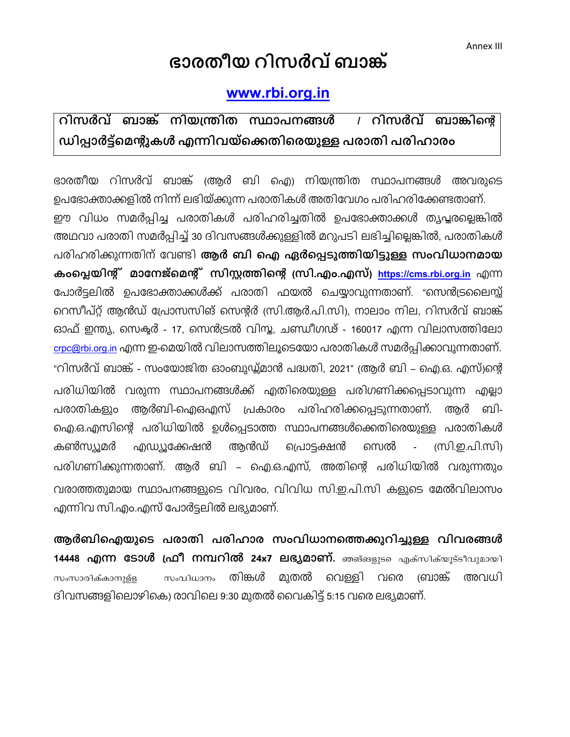Annex III

# ഭാരതീയ റിസർവ് ബാങ്ക്

## www.rbi.org.in

### റിസർവ് ബാങ്ക് നിയന്ത്രിത സ്ഥാപനങ്ങൾ / റിസർവ് ബാങ്കിന്റെ ഡിപ്പാർട്ട്മെന്റുകൾ എന്നിവയ്ക്കെതിരെയുള്ള പരാതി പരിഹാരം

ഭാരതീയ റിസർവ് ബാങ്ക് (ആർ ബി ഐ) നിയന്ത്രിത സ്ഥാപനങ്ങൾ അവരുടെ ഉപഭോക്താക്കളിൽ നിന്ന് ലഭിയ്ക്കുന്ന പരാതികൾ അതിവേഗം പരിഹരിക്കേണ്ടതാണ്. ഈ വിധം സമർപ്പിച്ച പരാതികൾ പരിഹരിച്ചതിൽ ഉപഭോക്താക്കൾ തൃപ്തരല്ലെങ്കിൽ അഥവാ പരാതി സമർപ്പിച്ച് 30 ദിവസങ്ങൾക്കുള്ളിൽ മറുപടി ലഭിച്ചില്ലെങ്കിൽ, പരാതികൾ പരിഹരിക്കുന്നതിന് വേണ്ടി **ആർ ബി ഐ ഏർപ്പെടുത്തിയിട്ടുള്ള സംവിധാനമായ കംപ്ലെയിന്റ് മാനേജ്മെന്റ് സിസ്റ്റത്തിന്റെ (സി.എം.എസ്) https://cms.rbi.org.in** എന്ന പോർട്ടലിൽ ഉപഭോക്താക്കൾക്ക് പരാതി ഫയൽ ചെയ്യാവുന്നതാണ്. "സെൻട്രലൈസ്ഡ് റെസീപ്റ്റ് ആൻഡ് പ്രോസസിങ് സെന്റർ (സി.ആർ.പി.സി), നാലാം നില, റിസർവ് ബാങ്ക് ഓഫ് ഇന്ത്യ, സെക്ടർ - 17, സെൻട്രൽ വിസ്റ്റ, ചണ്ഡീഗഢ് - 160017 എന്ന വിലാസത്തിലോ crpc@rbi.org.in എന്ന ഇ-മെയിൽ വിലാസത്തിലൂടെയോ പരാതികൾ സമർപ്പിക്കാവുന്നതാണ്. "റിസർവ് ബാങ്ക് - സംയോജിത ഓംബുഡ്സ്മാൻ പദ്ധതി, 2021" (ആർ ബി – ഐ.ഒ. എസ്)ന്റെ പരിധിയിൽ വരുന്ന സ്ഥാപനങ്ങൾക്ക് എതിരെയുള്ള പരിഗണിക്കപ്പെടാവുന്ന എല്ലാ പരാതികളും ആർബി-ഐഒഎസ് പ്രകാരം പരിഹരിക്കപ്പെടുന്നതാണ്. ആർ ബി-ഐ.ഒ.എസിന്റെ പരിധിയിൽ ഉൾപ്പെടാത്ത സ്ഥാപനങ്ങൾക്കെതിരെയുള്ള പരാതികൾ കൺസ്യൂമർ എഡ്യൂക്കേഷൻ ആൻഡ് പ്രൊട്ടക്ഷൻ സെൽ - (സി.ഇ.പി.സി) പരിഗണിക്കുന്നതാണ്. ആർ ബി – ഐ.ഒ.എസ്, അതിന്റെ പരിധിയിൽ വരുന്നതും വരാത്തതുമായ സ്ഥാപനങ്ങളുടെ വിവരം, വിവിധ സി.ഇ.പി.സി കളുടെ മേൽവിലാസം എന്നിവ സി.എം.എസ് പോർട്ടലിൽ ലഭ്യമാണ്.

**ആർബിഐയുടെ പരാതി പരിഹാര സംവിധാനത്തെക്കുറിച്ചുള്ള വിവരങ്ങൾ 14448 എന്ന ടോൾ ഫ്രീ നമ്പറിൽ 24x7 ലഭ്യമാണ്.** ഞങ്ങളുടെ എക്സിക്യൂട്ടീവുമായി സംസാരിക്കാനുള്ള സംവിധാനം തിങ്കൾ മുതൽ വെള്ളി വരെ (ബാങ്ക് അവധി ദിവസങ്ങളിലൊഴികെ) രാവിലെ 9:30 മുതൽ വൈകിട്ട് 5:15 വരെ ലഭ്യമാണ്.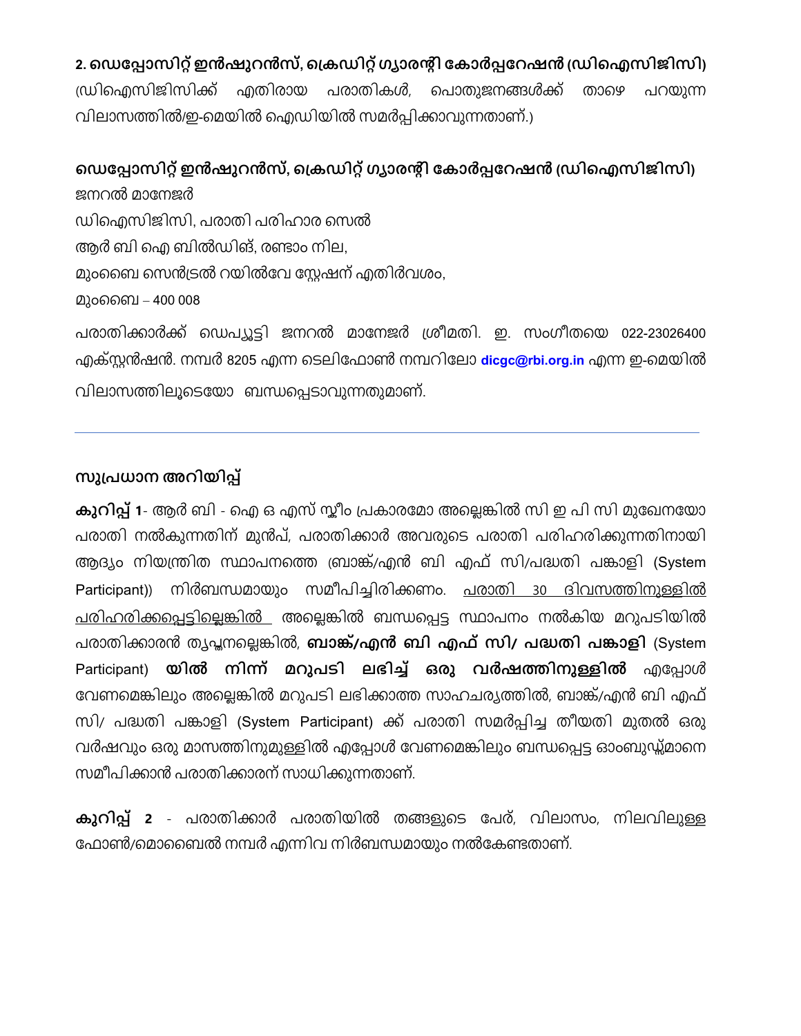**2. ഡെപ്പോസിറ്റ് ഇൻഷുറൻസ്, ക്രെഡിറ്റ് ഗ്യാരന്റീ കോർപ്പറേഷൻ (ഡിഐസിജിസി)**

(ഡിഐസിജിസിക്ക് എതിരായ പരാതികൾ, പൊതുജനങ്ങൾക്ക് താഴെ പറയുന്ന വിലാസത്തിൽ/ഇ-മെയിൽ ഐഡിയിൽ സമർപ്പിക്കാവുന്നതാണ്.)

**ഡെപ്പോസിറ്റ് ഇൻഷുറൻസ്, ക്രെഡിറ്റ് ഗ്യാരന്റീ കോർപ്പറേഷൻ (ഡിഐസിജിസി)**

ജനറൽ മാനേജർ

ഡിഐസിജിസി, പരാതി പരിഹാര സെൽ

ആർ ബി ഐ ബിൽഡിങ്, രണ്ടാം നില,

മുംബൈ സെൻട്രൽ റയിൽവേ സ്റ്റേഷന് എതിർവശം,

മുംബൈ – 400 008

പരാതിക്കാർക്ക് ഡെപ്യൂട്ടി ജനറൽ മാനേജർ ശ്രീമതി. ഇ. സംഗീതയെ 022-23026400 എക്സ്റ്റൻഷൻ. നമ്പർ 8205 എന്ന ടെലിഫോൺ നമ്പറിലോ dicgc@rbi.org.in എന്ന ഇ-മെയിൽ വിലാസത്തിലൂടെയോ ബന്ധപ്പെടാവുന്നതുമാണ്.

---

## സുപ്രധാന അറിയിപ്പ്

**കുറിപ്പ് 1**- ആർ ബി - ഐ ഒ എസ് സ്കീം പ്രകാരമോ അല്ലെങ്കിൽ സി ഇ പി സി മുഖേനയോ പരാതി നൽകുന്നതിന് മുൻപ്, പരാതിക്കാർ അവരുടെ പരാതി പരിഹരിക്കുന്നതിനായി ആദ്യം നിയന്ത്രിത സ്ഥാപനത്തെ (ബാങ്ക്/എൻ ബി എഫ് സി/പദ്ധതി പങ്കാളി (System Participant)) നിർബന്ധമായും സമീപിച്ചിരിക്കണം. <u>പരാതി 30 ദിവസത്തിനുള്ളിൽ പരിഹരിക്കപ്പെട്ടില്ലെങ്കിൽ</u> അല്ലെങ്കിൽ ബന്ധപ്പെട്ട സ്ഥാപനം നൽകിയ മറുപടിയിൽ പരാതിക്കാരൻ തൃപ്തനല്ലെങ്കിൽ, **ബാങ്ക്/എൻ ബി എഫ് സി/ പദ്ധതി പങ്കാളി** (System Participant) **യിൽ നിന്ന് മറുപടി ലഭിച്ച് ഒരു വർഷത്തിനുള്ളിൽ** എപ്പോൾ വേണമെങ്കിലും അല്ലെങ്കിൽ മറുപടി ലഭിക്കാത്ത സാഹചര്യത്തിൽ, ബാങ്ക്/എൻ ബി എഫ് സി/ പദ്ധതി പങ്കാളി (System Participant) ക്ക് പരാതി സമർപ്പിച്ച തീയതി മുതൽ ഒരു വർഷവും ഒരു മാസത്തിനുമുള്ളിൽ എപ്പോൾ വേണമെങ്കിലും ബന്ധപ്പെട്ട ഓംബുഡ്സ്മാനെ സമീപിക്കാൻ പരാതിക്കാരന് സാധിക്കുന്നതാണ്.

**കുറിപ്പ് 2** - പരാതിക്കാർ പരാതിയിൽ തങ്ങളുടെ പേര്, വിലാസം, നിലവിലുള്ള ഫോൺ/മൊബൈൽ നമ്പർ എന്നിവ നിർബന്ധമായും നൽകേണ്ടതാണ്.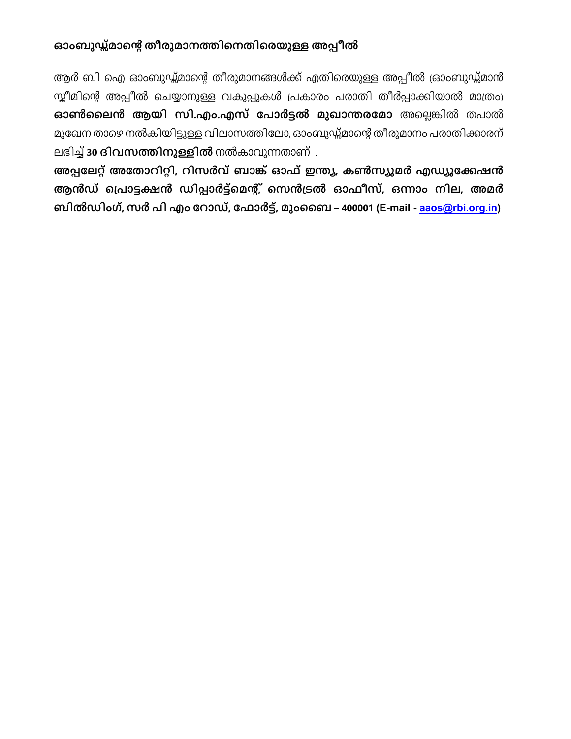<u>**ഓംബുഡ്സ്മാന്റെ തീരുമാനത്തിനെതിരെയുള്ള അപ്പീൽ**</u>

ആർ ബി ഐ ഓംബുഡ്സ്മാന്റെ തീരുമാനങ്ങൾക്ക് എതിരെയുള്ള അപ്പീൽ (ഓംബുഡ്സ്മാൻ സ്കീമിന്റെ അപ്പീൽ ചെയ്യാനുള്ള വകുപ്പുകൾ പ്രകാരം പരാതി തീർപ്പാക്കിയാൽ മാത്രം) **ഓൺലൈൻ ആയി സി.എം.എസ് പോർട്ടൽ മുഖാന്തരമോ** അല്ലെങ്കിൽ തപാൽ മുഖേന താഴെ നൽകിയിട്ടുള്ള വിലാസത്തിലോ, ഓംബുഡ്സ്മാന്റെ തീരുമാനം പരാതിക്കാരന് ലഭിച്ച് **30 ദിവസത്തിനുള്ളിൽ** നൽകാവുന്നതാണ് .

**അപ്പലേറ്റ് അതോറിറ്റി, റിസർവ് ബാങ്ക് ഓഫ് ഇന്ത്യ, കൺസ്യൂമർ എഡ്യൂക്കേഷൻ ആൻഡ് പ്രൊട്ടക്ഷൻ ഡിപ്പാർട്ട്മെന്റ്, സെൻട്രൽ ഓഫീസ്, ഒന്നാം നില, അമർ ബിൽഡിംഗ്, സർ പി എം റോഡ്, ഫോർട്ട്, മുംബൈ – 400001 (E-mail - aaos@rbi.org.in)**